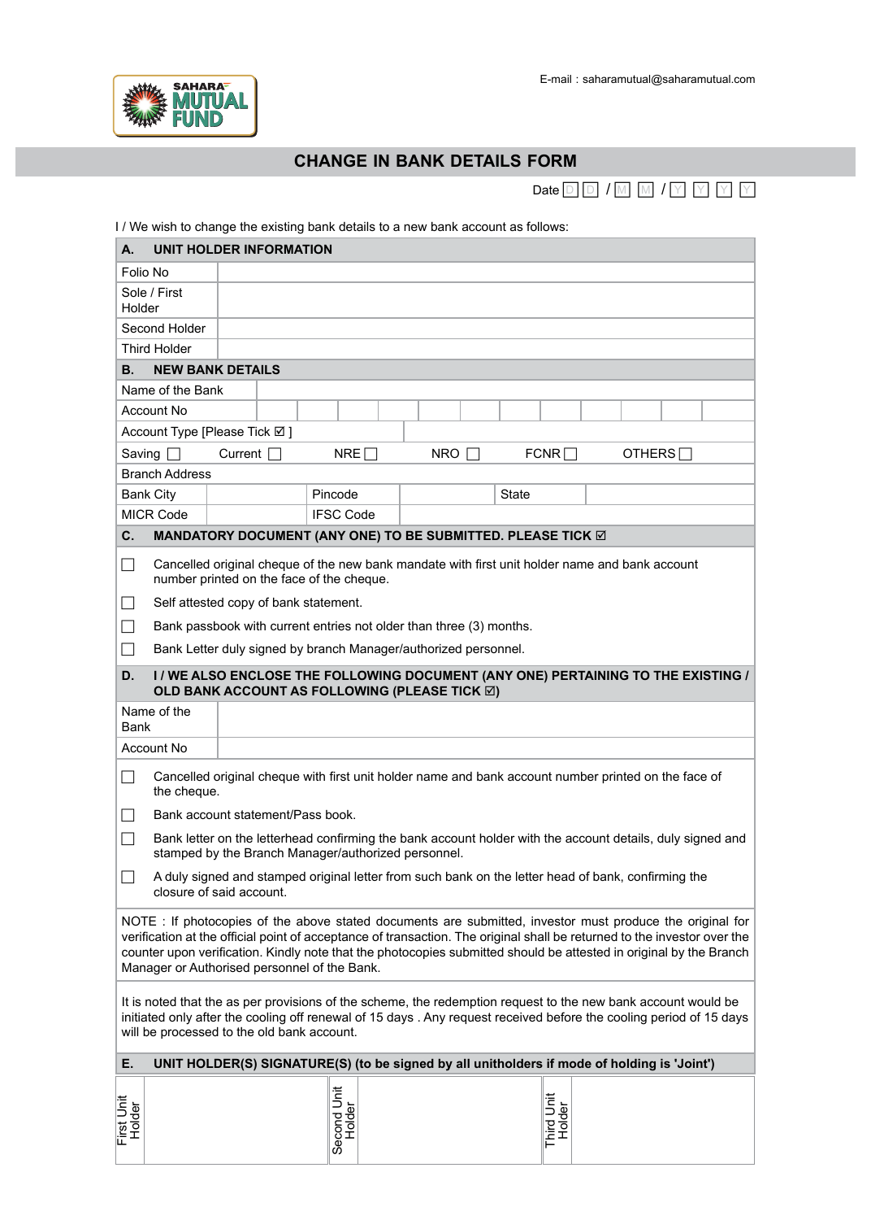E-mail : saharamutual@saharamutual.com

SAHARA MUTUAL FUND

# CHANGE IN BANK DETAILS FORM

Date D D / M M / Y Y Y Y

I / We wish to change the existing bank details to a new bank account as follows:

## A. UNIT HOLDER INFORMATION

| Field | Value |
|---|---|
| Folio No | |
| Sole / First Holder | |
| Second Holder | |
| Third Holder | |

## B. NEW BANK DETAILS

| Field | Value |
|---|---|
| Name of the Bank | |
| Account No | |
| Account Type [Please Tick ☑ ] | |

Saving ☐ Current ☐ NRE ☐ NRO ☐ FCNR ☐ OTHERS ☐

| Field | Value | Field | Value | Field | Value |
|---|---|---|---|---|---|
| Branch Address | | | | | |
| Bank City | | Pincode | | State | |
| MICR Code | | IFSC Code | | | |

## C. MANDATORY DOCUMENT (ANY ONE) TO BE SUBMITTED. PLEASE TICK ☑

- ☐ Cancelled original cheque of the new bank mandate with first unit holder name and bank account number printed on the face of the cheque.
- ☐ Self attested copy of bank statement.
- ☐ Bank passbook with current entries not older than three (3) months.
- ☐ Bank Letter duly signed by branch Manager/authorized personnel.

## D. I / WE ALSO ENCLOSE THE FOLLOWING DOCUMENT (ANY ONE) PERTAINING TO THE EXISTING / OLD BANK ACCOUNT AS FOLLOWING (PLEASE TICK ☑)

| Field | Value |
|---|---|
| Name of the Bank | |
| Account No | |

- ☐ Cancelled original cheque with first unit holder name and bank account number printed on the face of the cheque.
- ☐ Bank account statement/Pass book.
- ☐ Bank letter on the letterhead confirming the bank account holder with the account details, duly signed and stamped by the Branch Manager/authorized personnel.
- ☐ A duly signed and stamped original letter from such bank on the letter head of bank, confirming the closure of said account.

NOTE : If photocopies of the above stated documents are submitted, investor must produce the original for verification at the official point of acceptance of transaction. The original shall be returned to the investor over the counter upon verification. Kindly note that the photocopies submitted should be attested in original by the Branch Manager or Authorised personnel of the Bank.

It is noted that the as per provisions of the scheme, the redemption request to the new bank account would be initiated only after the cooling off renewal of 15 days . Any request received before the cooling period of 15 days will be processed to the old bank account.

## E. UNIT HOLDER(S) SIGNATURE(S) (to be signed by all unitholders if mode of holding is 'Joint')

| First Unit Holder | | Second Unit Holder | | Third Unit Holder | |
|---|---|---|---|---|---|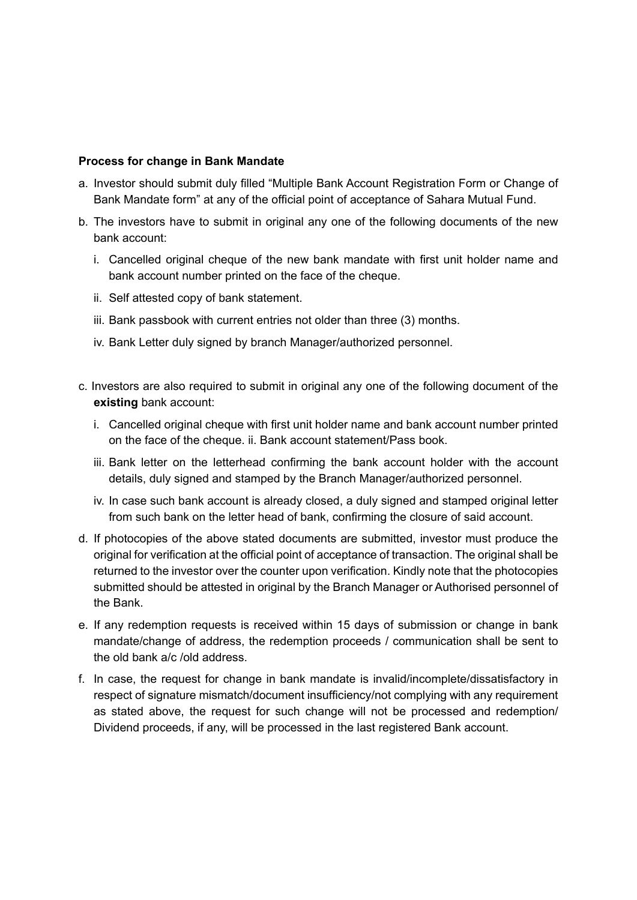**Process for change in Bank Mandate**

a. Investor should submit duly filled "Multiple Bank Account Registration Form or Change of Bank Mandate form" at any of the official point of acceptance of Sahara Mutual Fund.

b. The investors have to submit in original any one of the following documents of the new bank account:

   i. Cancelled original cheque of the new bank mandate with first unit holder name and bank account number printed on the face of the cheque.

   ii. Self attested copy of bank statement.

   iii. Bank passbook with current entries not older than three (3) months.

   iv. Bank Letter duly signed by branch Manager/authorized personnel.

c. Investors are also required to submit in original any one of the following document of the **existing** bank account:

   i. Cancelled original cheque with first unit holder name and bank account number printed on the face of the cheque. ii. Bank account statement/Pass book.

   iii. Bank letter on the letterhead confirming the bank account holder with the account details, duly signed and stamped by the Branch Manager/authorized personnel.

   iv. In case such bank account is already closed, a duly signed and stamped original letter from such bank on the letter head of bank, confirming the closure of said account.

d. If photocopies of the above stated documents are submitted, investor must produce the original for verification at the official point of acceptance of transaction. The original shall be returned to the investor over the counter upon verification. Kindly note that the photocopies submitted should be attested in original by the Branch Manager or Authorised personnel of the Bank.

e. If any redemption requests is received within 15 days of submission or change in bank mandate/change of address, the redemption proceeds / communication shall be sent to the old bank a/c /old address.

f. In case, the request for change in bank mandate is invalid/incomplete/dissatisfactory in respect of signature mismatch/document insufficiency/not complying with any requirement as stated above, the request for such change will not be processed and redemption/ Dividend proceeds, if any, will be processed in the last registered Bank account.